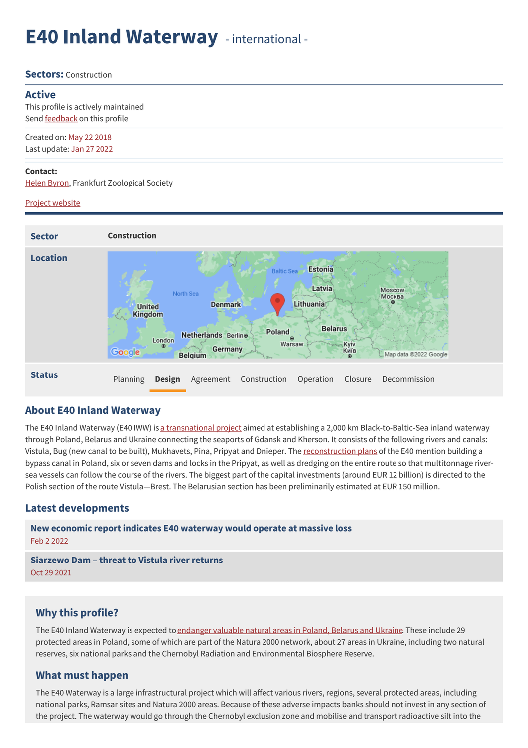# E40 Inland Waterway - international -

**Sectors:** Construction

## Active

This profile is actively maintained

Send feedback on this profile

Created on: May 22 2018

Last update: Jan 27 2022

**Contact:**

Helen Byron, Frankfurt Zoological Society

Project website

| | |
|---|---|
| **Sector** | **Construction** |
| **Location** | |
| **Status** | Planning **Design** Agreement Construction Operation Closure Decommission |

## About E40 Inland Waterway

The E40 Inland Waterway (E40 IWW) is a transnational project aimed at establishing a 2,000 km Black-to-Baltic-Sea inland waterway through Poland, Belarus and Ukraine connecting the seaports of Gdansk and Kherson. It consists of the following rivers and canals: Vistula, Bug (new canal to be built), Mukhavets, Pina, Pripyat and Dnieper. The reconstruction plans of the E40 mention building a bypass canal in Poland, six or seven dams and locks in the Pripyat, as well as dredging on the entire route so that multitonnage river-sea vessels can follow the course of the rivers. The biggest part of the capital investments (around EUR 12 billion) is directed to the Polish section of the route Vistula—Brest. The Belarusian section has been preliminarily estimated at EUR 150 million.

## Latest developments

**New economic report indicates E40 waterway would operate at massive loss**
Feb 2 2022

**Siarzewo Dam – threat to Vistula river returns**
Oct 29 2021

### Why this profile?

The E40 Inland Waterway is expected to endanger valuable natural areas in Poland, Belarus and Ukraine. These include 29 protected areas in Poland, some of which are part of the Natura 2000 network, about 27 areas in Ukraine, including two natural reserves, six national parks and the Chernobyl Radiation and Environmental Biosphere Reserve.

### What must happen

The E40 Waterway is a large infrastructural project which will affect various rivers, regions, several protected areas, including national parks, Ramsar sites and Natura 2000 areas. Because of these adverse impacts banks should not invest in any section of the project. The waterway would go through the Chernobyl exclusion zone and mobilise and transport radioactive silt into the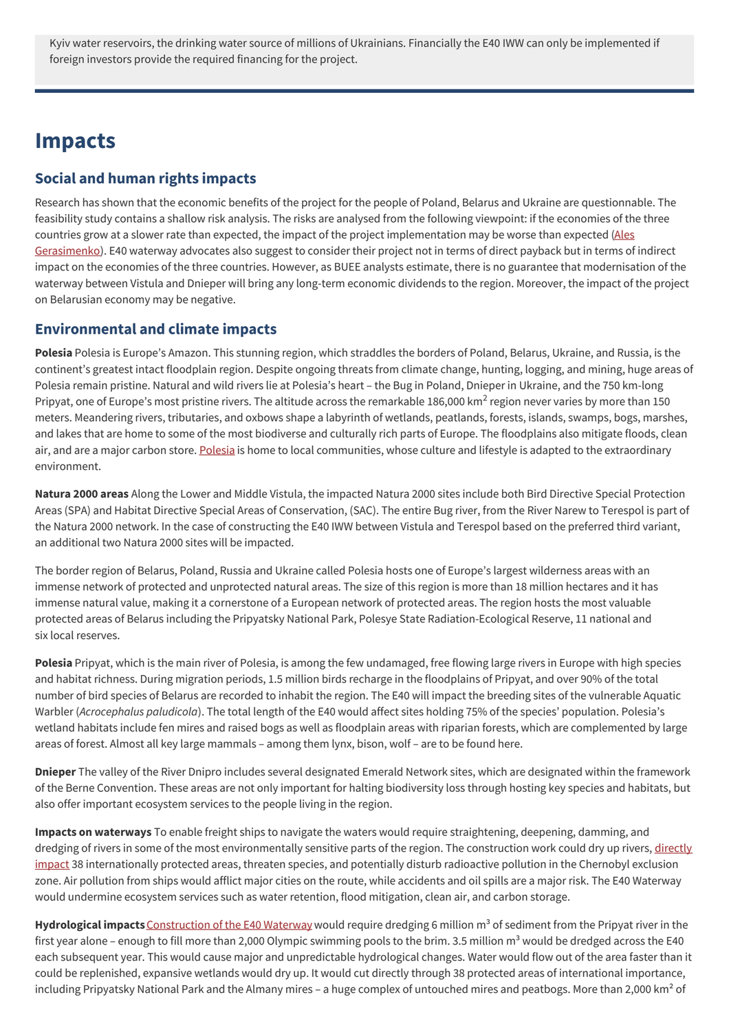Kyiv water reservoirs, the drinking water source of millions of Ukrainians. Financially the E40 IWW can only be implemented if foreign investors provide the required financing for the project.

# Impacts

## Social and human rights impacts

Research has shown that the economic benefits of the project for the people of Poland, Belarus and Ukraine are questionnable. The feasibility study contains a shallow risk analysis. The risks are analysed from the following viewpoint: if the economies of the three countries grow at a slower rate than expected, the impact of the project implementation may be worse than expected (Ales Gerasimenko). E40 waterway advocates also suggest to consider their project not in terms of direct payback but in terms of indirect impact on the economies of the three countries. However, as BUEE analysts estimate, there is no guarantee that modernisation of the waterway between Vistula and Dnieper will bring any long-term economic dividends to the region. Moreover, the impact of the project on Belarusian economy may be negative.

## Environmental and climate impacts

**Polesia** Polesia is Europe's Amazon. This stunning region, which straddles the borders of Poland, Belarus, Ukraine, and Russia, is the continent's greatest intact floodplain region. Despite ongoing threats from climate change, hunting, logging, and mining, huge areas of Polesia remain pristine. Natural and wild rivers lie at Polesia's heart – the Bug in Poland, Dnieper in Ukraine, and the 750 km-long Pripyat, one of Europe's most pristine rivers. The altitude across the remarkable 186,000 km$^2$ region never varies by more than 150 meters. Meandering rivers, tributaries, and oxbows shape a labyrinth of wetlands, peatlands, forests, islands, swamps, bogs, marshes, and lakes that are home to some of the most biodiverse and culturally rich parts of Europe. The floodplains also mitigate floods, clean air, and are a major carbon store. Polesia is home to local communities, whose culture and lifestyle is adapted to the extraordinary environment.

**Natura 2000 areas** Along the Lower and Middle Vistula, the impacted Natura 2000 sites include both Bird Directive Special Protection Areas (SPA) and Habitat Directive Special Areas of Conservation, (SAC). The entire Bug river, from the River Narew to Terespol is part of the Natura 2000 network. In the case of constructing the E40 IWW between Vistula and Terespol based on the preferred third variant, an additional two Natura 2000 sites will be impacted.

The border region of Belarus, Poland, Russia and Ukraine called Polesia hosts one of Europe's largest wilderness areas with an immense network of protected and unprotected natural areas. The size of this region is more than 18 million hectares and it has immense natural value, making it a cornerstone of a European network of protected areas. The region hosts the most valuable protected areas of Belarus including the Pripyatsky National Park, Polesye State Radiation-Ecological Reserve, 11 national and six local reserves.

**Polesia** Pripyat, which is the main river of Polesia, is among the few undamaged, free flowing large rivers in Europe with high species and habitat richness. During migration periods, 1.5 million birds recharge in the floodplains of Pripyat, and over 90% of the total number of bird species of Belarus are recorded to inhabit the region. The E40 will impact the breeding sites of the vulnerable Aquatic Warbler (*Acrocephalus paludicola*). The total length of the E40 would affect sites holding 75% of the species' population. Polesia's wetland habitats include fen mires and raised bogs as well as floodplain areas with riparian forests, which are complemented by large areas of forest. Almost all key large mammals – among them lynx, bison, wolf – are to be found here.

**Dnieper** The valley of the River Dnipro includes several designated Emerald Network sites, which are designated within the framework of the Berne Convention. These areas are not only important for halting biodiversity loss through hosting key species and habitats, but also offer important ecosystem services to the people living in the region.

**Impacts on waterways** To enable freight ships to navigate the waters would require straightening, deepening, damming, and dredging of rivers in some of the most environmentally sensitive parts of the region. The construction work could dry up rivers, directly impact 38 internationally protected areas, threaten species, and potentially disturb radioactive pollution in the Chernobyl exclusion zone. Air pollution from ships would afflict major cities on the route, while accidents and oil spills are a major risk. The E40 Waterway would undermine ecosystem services such as water retention, flood mitigation, clean air, and carbon storage.

**Hydrological impacts** Construction of the E40 Waterway would require dredging 6 million m$^3$ of sediment from the Pripyat river in the first year alone – enough to fill more than 2,000 Olympic swimming pools to the brim. 3.5 million m$^3$ would be dredged across the E40 each subsequent year. This would cause major and unpredictable hydrological changes. Water would flow out of the area faster than it could be replenished, expansive wetlands would dry up. It would cut directly through 38 protected areas of international importance, including Pripyatsky National Park and the Almany mires – a huge complex of untouched mires and peatbogs. More than 2,000 km$^2$ of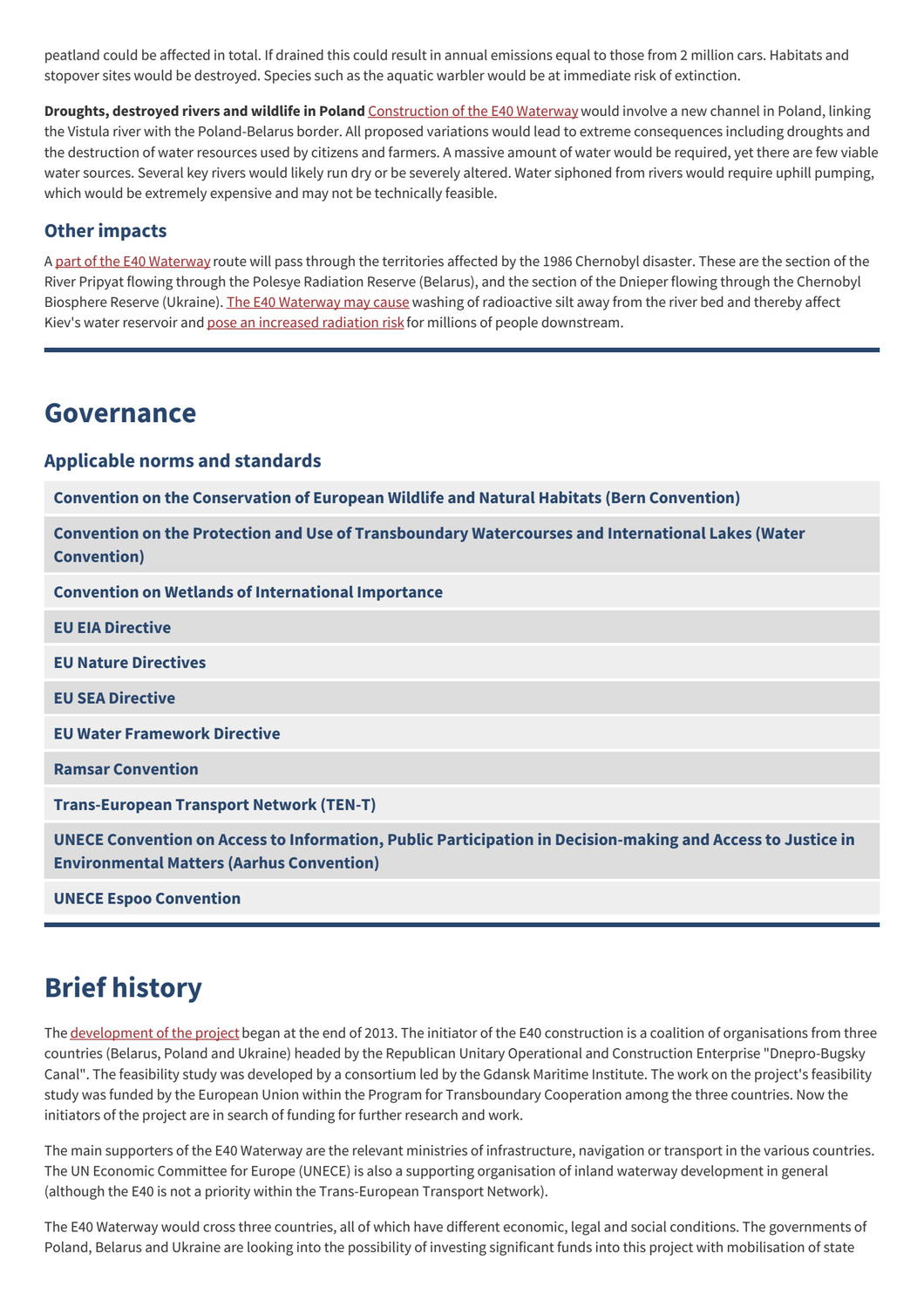peatland could be affected in total. If drained this could result in annual emissions equal to those from 2 million cars. Habitats and stopover sites would be destroyed. Species such as the aquatic warbler would be at immediate risk of extinction.

**Droughts, destroyed rivers and wildlife in Poland** Construction of the E40 Waterway would involve a new channel in Poland, linking the Vistula river with the Poland-Belarus border. All proposed variations would lead to extreme consequences including droughts and the destruction of water resources used by citizens and farmers. A massive amount of water would be required, yet there are few viable water sources. Several key rivers would likely run dry or be severely altered. Water siphoned from rivers would require uphill pumping, which would be extremely expensive and may not be technically feasible.

### Other impacts

A part of the E40 Waterway route will pass through the territories affected by the 1986 Chernobyl disaster. These are the section of the River Pripyat flowing through the Polesye Radiation Reserve (Belarus), and the section of the Dnieper flowing through the Chernobyl Biosphere Reserve (Ukraine). The E40 Waterway may cause washing of radioactive silt away from the river bed and thereby affect Kiev's water reservoir and pose an increased radiation risk for millions of people downstream.

## Governance

### Applicable norms and standards

- **Convention on the Conservation of European Wildlife and Natural Habitats (Bern Convention)**
- **Convention on the Protection and Use of Transboundary Watercourses and International Lakes (Water Convention)**
- **Convention on Wetlands of International Importance**
- **EU EIA Directive**
- **EU Nature Directives**
- **EU SEA Directive**
- **EU Water Framework Directive**
- **Ramsar Convention**
- **Trans-European Transport Network (TEN-T)**
- **UNECE Convention on Access to Information, Public Participation in Decision-making and Access to Justice in Environmental Matters (Aarhus Convention)**
- **UNECE Espoo Convention**

## Brief history

The development of the project began at the end of 2013. The initiator of the E40 construction is a coalition of organisations from three countries (Belarus, Poland and Ukraine) headed by the Republican Unitary Operational and Construction Enterprise "Dnepro-Bugsky Canal". The feasibility study was developed by a consortium led by the Gdansk Maritime Institute. The work on the project's feasibility study was funded by the European Union within the Program for Transboundary Cooperation among the three countries. Now the initiators of the project are in search of funding for further research and work.

The main supporters of the E40 Waterway are the relevant ministries of infrastructure, navigation or transport in the various countries. The UN Economic Committee for Europe (UNECE) is also a supporting organisation of inland waterway development in general (although the E40 is not a priority within the Trans-European Transport Network).

The E40 Waterway would cross three countries, all of which have different economic, legal and social conditions. The governments of Poland, Belarus and Ukraine are looking into the possibility of investing significant funds into this project with mobilisation of state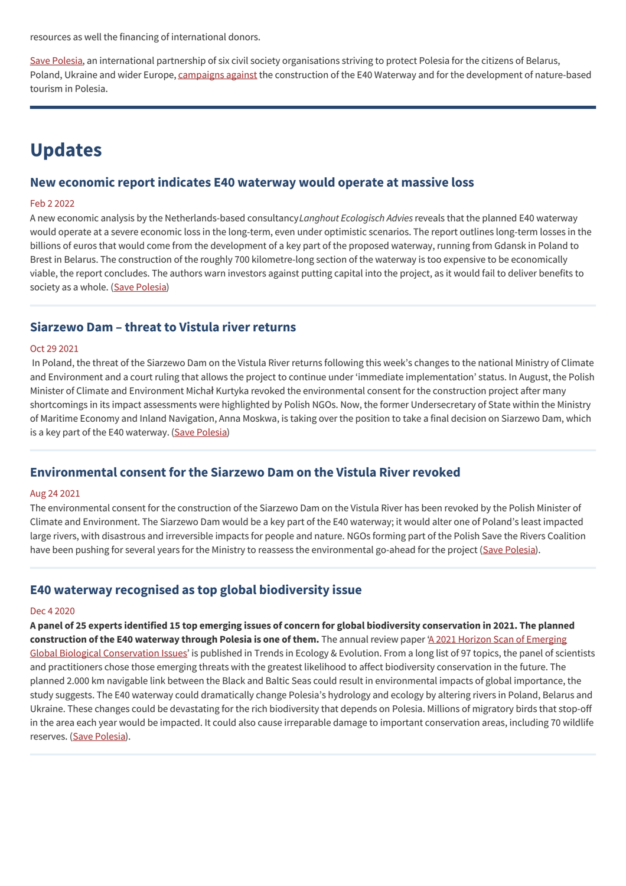resources as well the financing of international donors.

Save Polesia, an international partnership of six civil society organisations striving to protect Polesia for the citizens of Belarus, Poland, Ukraine and wider Europe, campaigns against the construction of the E40 Waterway and for the development of nature-based tourism in Polesia.

---

# Updates

## New economic report indicates E40 waterway would operate at massive loss

Feb 2 2022

A new economic analysis by the Netherlands-based consultancy *Langhout Ecologisch Advies* reveals that the planned E40 waterway would operate at a severe economic loss in the long-term, even under optimistic scenarios. The report outlines long-term losses in the billions of euros that would come from the development of a key part of the proposed waterway, running from Gdansk in Poland to Brest in Belarus. The construction of the roughly 700 kilometre-long section of the waterway is too expensive to be economically viable, the report concludes. The authors warn investors against putting capital into the project, as it would fail to deliver benefits to society as a whole. (Save Polesia)

---

## Siarzewo Dam – threat to Vistula river returns

Oct 29 2021

In Poland, the threat of the Siarzewo Dam on the Vistula River returns following this week's changes to the national Ministry of Climate and Environment and a court ruling that allows the project to continue under 'immediate implementation' status. In August, the Polish Minister of Climate and Environment Michał Kurtyka revoked the environmental consent for the construction project after many shortcomings in its impact assessments were highlighted by Polish NGOs. Now, the former Undersecretary of State within the Ministry of Maritime Economy and Inland Navigation, Anna Moskwa, is taking over the position to take a final decision on Siarzewo Dam, which is a key part of the E40 waterway. (Save Polesia)

---

## Environmental consent for the Siarzewo Dam on the Vistula River revoked

Aug 24 2021

The environmental consent for the construction of the Siarzewo Dam on the Vistula River has been revoked by the Polish Minister of Climate and Environment. The Siarzewo Dam would be a key part of the E40 waterway; it would alter one of Poland's least impacted large rivers, with disastrous and irreversible impacts for people and nature. NGOs forming part of the Polish Save the Rivers Coalition have been pushing for several years for the Ministry to reassess the environmental go-ahead for the project (Save Polesia).

---

## E40 waterway recognised as top global biodiversity issue

Dec 4 2020

**A panel of 25 experts identified 15 top emerging issues of concern for global biodiversity conservation in 2021. The planned construction of the E40 waterway through Polesia is one of them.** The annual review paper 'A 2021 Horizon Scan of Emerging Global Biological Conservation Issues' is published in Trends in Ecology & Evolution. From a long list of 97 topics, the panel of scientists and practitioners chose those emerging threats with the greatest likelihood to affect biodiversity conservation in the future. The planned 2.000 km navigable link between the Black and Baltic Seas could result in environmental impacts of global importance, the study suggests. The E40 waterway could dramatically change Polesia's hydrology and ecology by altering rivers in Poland, Belarus and Ukraine. These changes could be devastating for the rich biodiversity that depends on Polesia. Millions of migratory birds that stop-off in the area each year would be impacted. It could also cause irreparable damage to important conservation areas, including 70 wildlife reserves. (Save Polesia).

---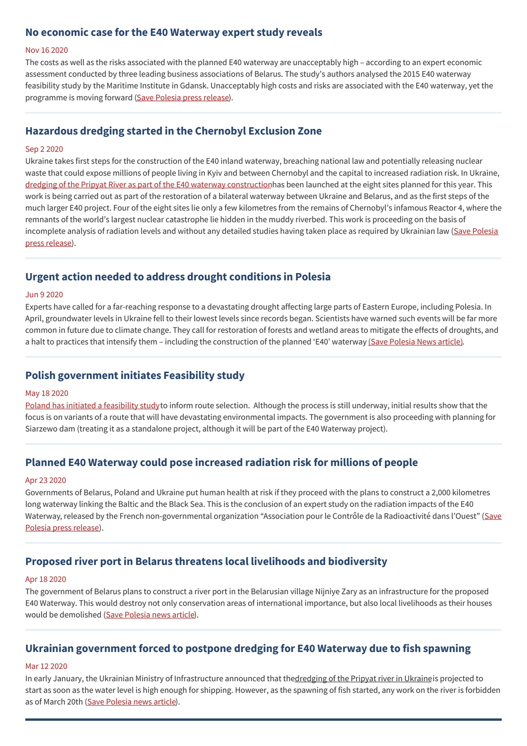## No economic case for the E40 Waterway expert study reveals

Nov 16 2020

The costs as well as the risks associated with the planned E40 waterway are unacceptably high – according to an expert economic assessment conducted by three leading business associations of Belarus. The study's authors analysed the 2015 E40 waterway feasibility study by the Maritime Institute in Gdansk. Unacceptably high costs and risks are associated with the E40 waterway, yet the programme is moving forward (Save Polesia press release).

## Hazardous dredging started in the Chernobyl Exclusion Zone

Sep 2 2020

Ukraine takes first steps for the construction of the E40 inland waterway, breaching national law and potentially releasing nuclear waste that could expose millions of people living in Kyiv and between Chernobyl and the capital to increased radiation risk. In Ukraine, dredging of the Pripyat River as part of the E40 waterway construction has been launched at the eight sites planned for this year. This work is being carried out as part of the restoration of a bilateral waterway between Ukraine and Belarus, and as the first steps of the much larger E40 project. Four of the eight sites lie only a few kilometres from the remains of Chernobyl's infamous Reactor 4, where the remnants of the world's largest nuclear catastrophe lie hidden in the muddy riverbed. This work is proceeding on the basis of incomplete analysis of radiation levels and without any detailed studies having taken place as required by Ukrainian law (Save Polesia press release).

## Urgent action needed to address drought conditions in Polesia

Jun 9 2020

Experts have called for a far-reaching response to a devastating drought affecting large parts of Eastern Europe, including Polesia. In April, groundwater levels in Ukraine fell to their lowest levels since records began. Scientists have warned such events will be far more common in future due to climate change. They call for restoration of forests and wetland areas to mitigate the effects of droughts, and a halt to practices that intensify them – including the construction of the planned 'E40' waterway (Save Polesia News article).

## Polish government initiates Feasibility study

May 18 2020

Poland has initiated a feasibility study to inform route selection. Although the process is still underway, initial results show that the focus is on variants of a route that will have devastating environmental impacts. The government is also proceeding with planning for Siarzewo dam (treating it as a standalone project, although it will be part of the E40 Waterway project).

## Planned E40 Waterway could pose increased radiation risk for millions of people

Apr 23 2020

Governments of Belarus, Poland and Ukraine put human health at risk if they proceed with the plans to construct a 2,000 kilometres long waterway linking the Baltic and the Black Sea. This is the conclusion of an expert study on the radiation impacts of the E40 Waterway, released by the French non-governmental organization "Association pour le Contrôle de la Radioactivité dans l'Ouest" (Save Polesia press release).

## Proposed river port in Belarus threatens local livelihoods and biodiversity

Apr 18 2020

The government of Belarus plans to construct a river port in the Belarusian village Nijniye Zary as an infrastructure for the proposed E40 Waterway. This would destroy not only conservation areas of international importance, but also local livelihoods as their houses would be demolished (Save Polesia news article).

## Ukrainian government forced to postpone dredging for E40 Waterway due to fish spawning

Mar 12 2020

In early January, the Ukrainian Ministry of Infrastructure announced that the dredging of the Pripyat river in Ukraine is projected to start as soon as the water level is high enough for shipping. However, as the spawning of fish started, any work on the river is forbidden as of March 20th (Save Polesia news article).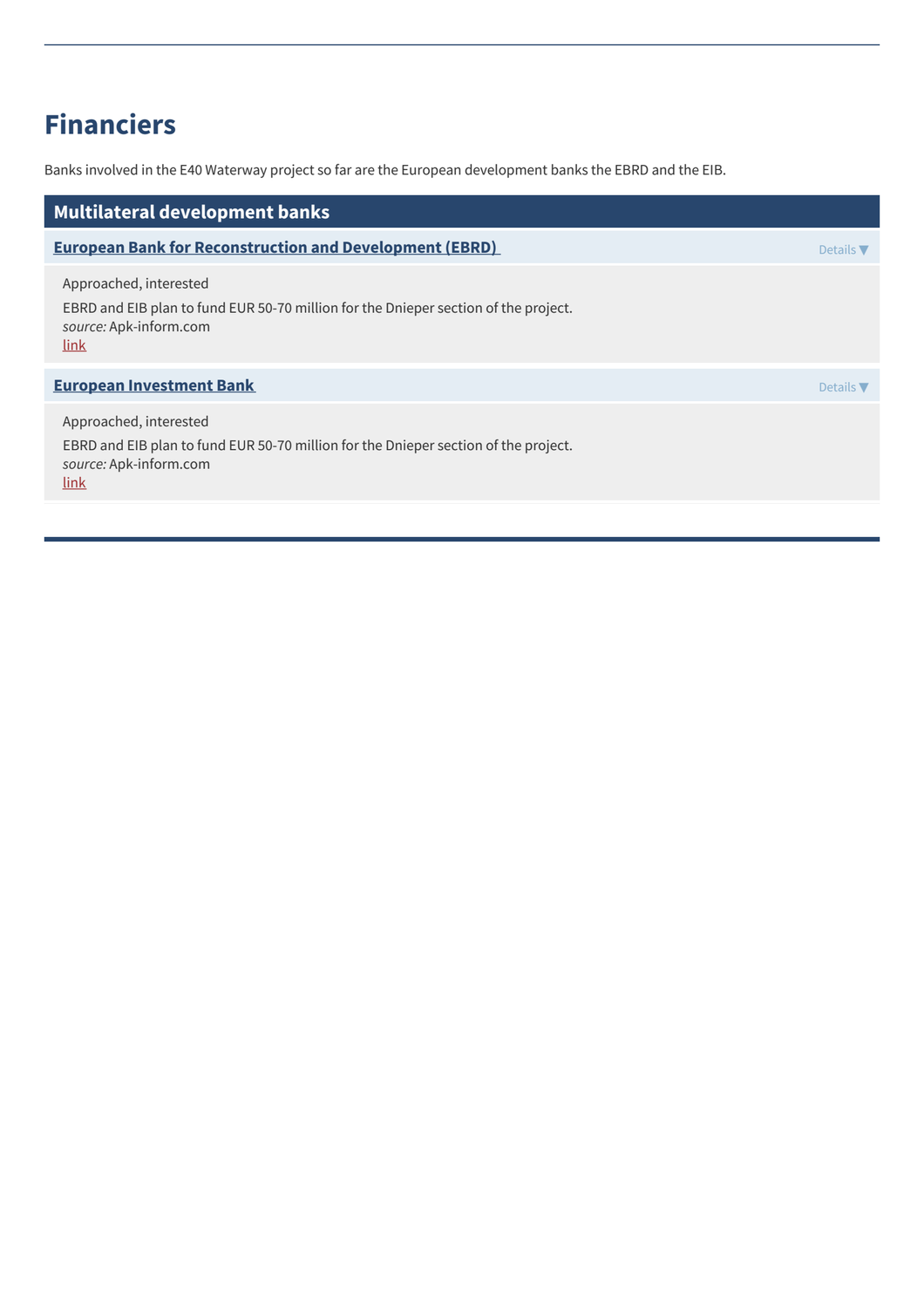# Financiers

Banks involved in the E40 Waterway project so far are the European development banks the EBRD and the EIB.

## Multilateral development banks

### European Bank for Reconstruction and Development (EBRD)

Details ▼

Approached, interested

EBRD and EIB plan to fund EUR 50-70 million for the Dnieper section of the project.
*source:* Apk-inform.com
link

### European Investment Bank

Details ▼

Approached, interested

EBRD and EIB plan to fund EUR 50-70 million for the Dnieper section of the project.
*source:* Apk-inform.com
link